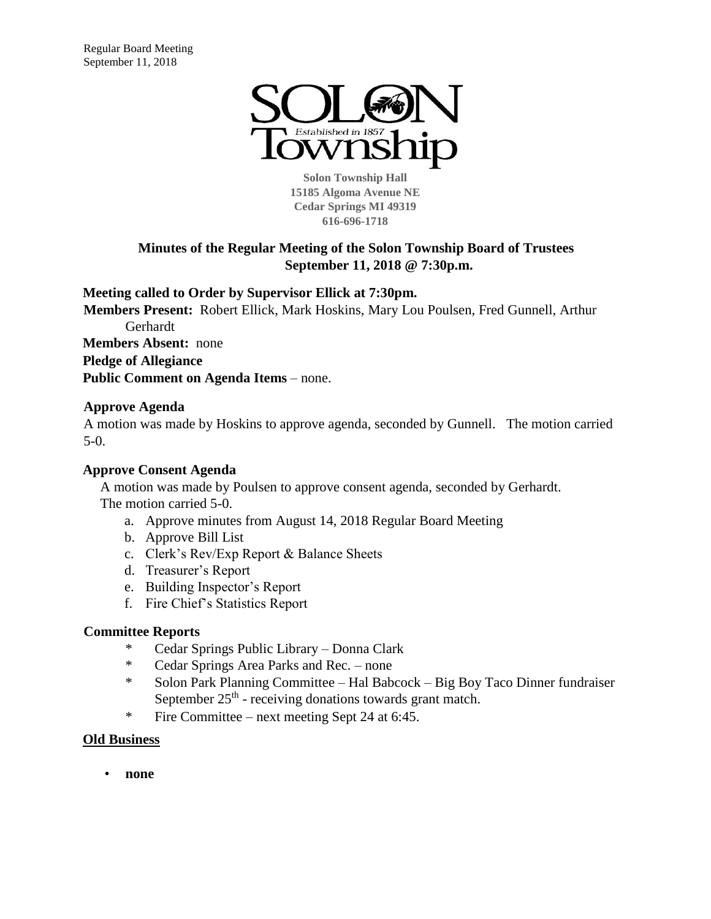SOLON Township
Established in 1857

**Solon Township Hall**
**15185 Algoma Avenue NE**
**Cedar Springs MI 49319**
**616-696-1718**

## Minutes of the Regular Meeting of the Solon Township Board of Trustees
## September 11, 2018 @ 7:30p.m.

**Meeting called to Order by Supervisor Ellick at 7:30pm.**

**Members Present:** Robert Ellick, Mark Hoskins, Mary Lou Poulsen, Fred Gunnell, Arthur Gerhardt

**Members Absent:** none

**Pledge of Allegiance**

**Public Comment on Agenda Items** – none.

### Approve Agenda

A motion was made by Hoskins to approve agenda, seconded by Gunnell. The motion carried 5-0.

### Approve Consent Agenda

A motion was made by Poulsen to approve consent agenda, seconded by Gerhardt. The motion carried 5-0.

a. Approve minutes from August 14, 2018 Regular Board Meeting
b. Approve Bill List
c. Clerk's Rev/Exp Report & Balance Sheets
d. Treasurer's Report
e. Building Inspector's Report
f. Fire Chief's Statistics Report

### Committee Reports

* Cedar Springs Public Library – Donna Clark
* Cedar Springs Area Parks and Rec. – none
* Solon Park Planning Committee – Hal Babcock – Big Boy Taco Dinner fundraiser September 25th - receiving donations towards grant match.
* Fire Committee – next meeting Sept 24 at 6:45.

### Old Business

- **none**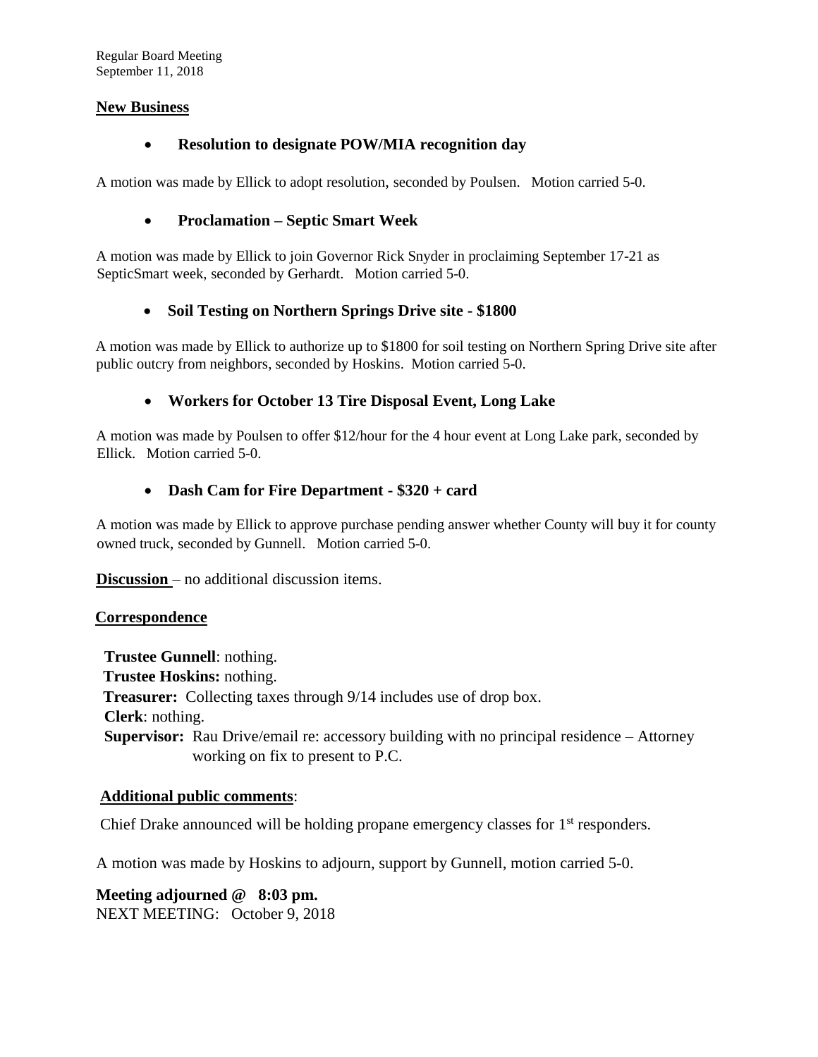**New Business**

- **Resolution to designate POW/MIA recognition day**

A motion was made by Ellick to adopt resolution, seconded by Poulsen. Motion carried 5-0.

- **Proclamation – Septic Smart Week**

A motion was made by Ellick to join Governor Rick Snyder in proclaiming September 17-21 as SepticSmart week, seconded by Gerhardt. Motion carried 5-0.

- **Soil Testing on Northern Springs Drive site - $1800**

A motion was made by Ellick to authorize up to $1800 for soil testing on Northern Spring Drive site after public outcry from neighbors, seconded by Hoskins. Motion carried 5-0.

- **Workers for October 13 Tire Disposal Event, Long Lake**

A motion was made by Poulsen to offer $12/hour for the 4 hour event at Long Lake park, seconded by Ellick. Motion carried 5-0.

- **Dash Cam for Fire Department - $320 + card**

A motion was made by Ellick to approve purchase pending answer whether County will buy it for county owned truck, seconded by Gunnell. Motion carried 5-0.

**Discussion** – no additional discussion items.

**Correspondence**

**Trustee Gunnell**: nothing.
**Trustee Hoskins:** nothing.
**Treasurer:** Collecting taxes through 9/14 includes use of drop box.
**Clerk**: nothing.
**Supervisor:** Rau Drive/email re: accessory building with no principal residence – Attorney working on fix to present to P.C.

**Additional public comments**:

Chief Drake announced will be holding propane emergency classes for 1st responders.

A motion was made by Hoskins to adjourn, support by Gunnell, motion carried 5-0.

**Meeting adjourned @ 8:03 pm.**
NEXT MEETING: October 9, 2018